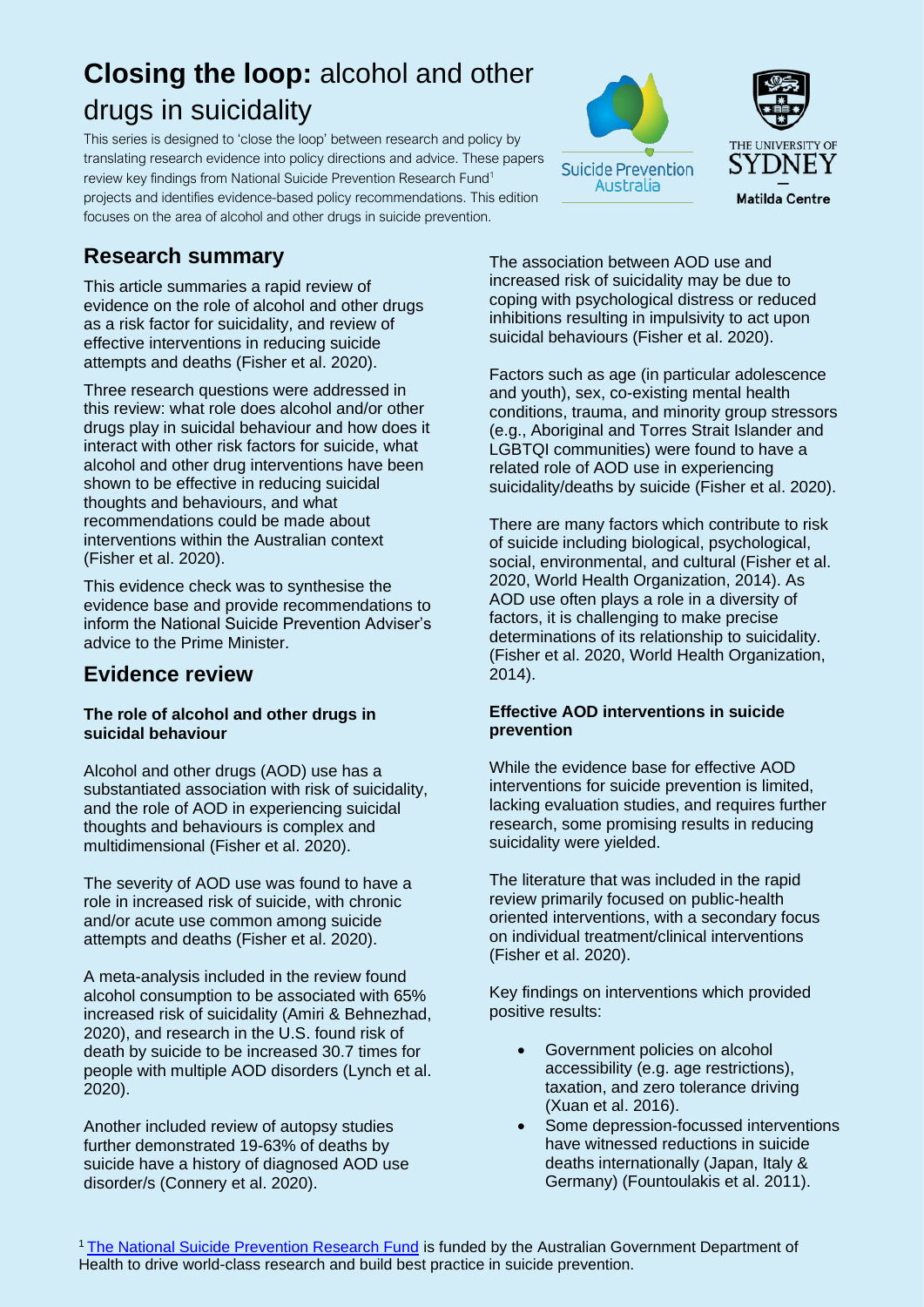# **Closing the loop:** alcohol and other drugs in suicidality

This series is designed to 'close the loop' between research and policy by translating research evidence into policy directions and advice. These papers review key findings from National Suicide Prevention Research Fund[1] projects and identifies evidence-based policy recommendations. This edition focuses on the area of alcohol and other drugs in suicide prevention.

## Research summary

This article summaries a rapid review of evidence on the role of alcohol and other drugs as a risk factor for suicidality, and review of effective interventions in reducing suicide attempts and deaths (Fisher et al. 2020).

Three research questions were addressed in this review: what role does alcohol and/or other drugs play in suicidal behaviour and how does it interact with other risk factors for suicide, what alcohol and other drug interventions have been shown to be effective in reducing suicidal thoughts and behaviours, and what recommendations could be made about interventions within the Australian context (Fisher et al. 2020).

This evidence check was to synthesise the evidence base and provide recommendations to inform the National Suicide Prevention Adviser's advice to the Prime Minister.

## Evidence review

### The role of alcohol and other drugs in suicidal behaviour

Alcohol and other drugs (AOD) use has a substantiated association with risk of suicidality, and the role of AOD in experiencing suicidal thoughts and behaviours is complex and multidimensional (Fisher et al. 2020).

The severity of AOD use was found to have a role in increased risk of suicide, with chronic and/or acute use common among suicide attempts and deaths (Fisher et al. 2020).

A meta-analysis included in the review found alcohol consumption to be associated with 65% increased risk of suicidality (Amiri & Behnezhad, 2020), and research in the U.S. found risk of death by suicide to be increased 30.7 times for people with multiple AOD disorders (Lynch et al. 2020).

Another included review of autopsy studies further demonstrated 19-63% of deaths by suicide have a history of diagnosed AOD use disorder/s (Connery et al. 2020).

The association between AOD use and increased risk of suicidality may be due to coping with psychological distress or reduced inhibitions resulting in impulsivity to act upon suicidal behaviours (Fisher et al. 2020).

Factors such as age (in particular adolescence and youth), sex, co-existing mental health conditions, trauma, and minority group stressors (e.g., Aboriginal and Torres Strait Islander and LGBTQI communities) were found to have a related role of AOD use in experiencing suicidality/deaths by suicide (Fisher et al. 2020).

There are many factors which contribute to risk of suicide including biological, psychological, social, environmental, and cultural (Fisher et al. 2020, World Health Organization, 2014). As AOD use often plays a role in a diversity of factors, it is challenging to make precise determinations of its relationship to suicidality. (Fisher et al. 2020, World Health Organization, 2014).

### Effective AOD interventions in suicide prevention

While the evidence base for effective AOD interventions for suicide prevention is limited, lacking evaluation studies, and requires further research, some promising results in reducing suicidality were yielded.

The literature that was included in the rapid review primarily focused on public-health oriented interventions, with a secondary focus on individual treatment/clinical interventions (Fisher et al. 2020).

Key findings on interventions which provided positive results:

- Government policies on alcohol accessibility (e.g. age restrictions), taxation, and zero tolerance driving (Xuan et al. 2016).
- Some depression-focussed interventions have witnessed reductions in suicide deaths internationally (Japan, Italy & Germany) (Fountoulakis et al. 2011).

[1] The National Suicide Prevention Research Fund is funded by the Australian Government Department of Health to drive world-class research and build best practice in suicide prevention.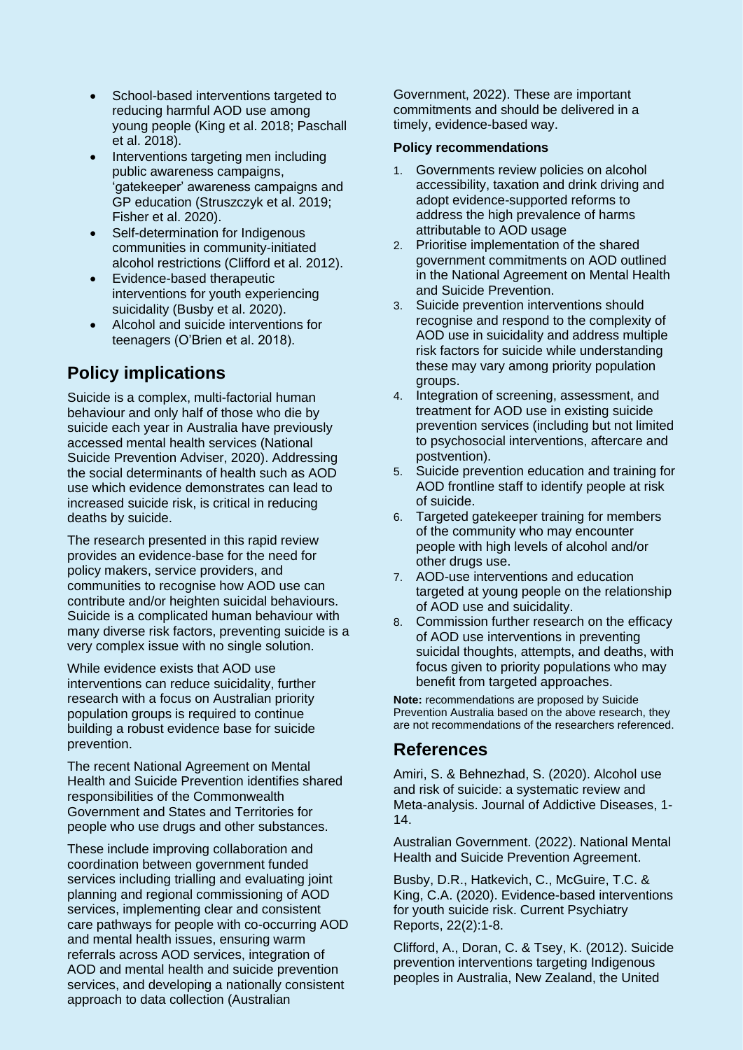- School-based interventions targeted to reducing harmful AOD use among young people (King et al. 2018; Paschall et al. 2018).
- Interventions targeting men including public awareness campaigns, 'gatekeeper' awareness campaigns and GP education (Struszczyk et al. 2019; Fisher et al. 2020).
- Self-determination for Indigenous communities in community-initiated alcohol restrictions (Clifford et al. 2012).
- Evidence-based therapeutic interventions for youth experiencing suicidality (Busby et al. 2020).
- Alcohol and suicide interventions for teenagers (O'Brien et al. 2018).

## Policy implications

Suicide is a complex, multi-factorial human behaviour and only half of those who die by suicide each year in Australia have previously accessed mental health services (National Suicide Prevention Adviser, 2020). Addressing the social determinants of health such as AOD use which evidence demonstrates can lead to increased suicide risk, is critical in reducing deaths by suicide.

The research presented in this rapid review provides an evidence-base for the need for policy makers, service providers, and communities to recognise how AOD use can contribute and/or heighten suicidal behaviours. Suicide is a complicated human behaviour with many diverse risk factors, preventing suicide is a very complex issue with no single solution.

While evidence exists that AOD use interventions can reduce suicidality, further research with a focus on Australian priority population groups is required to continue building a robust evidence base for suicide prevention.

The recent National Agreement on Mental Health and Suicide Prevention identifies shared responsibilities of the Commonwealth Government and States and Territories for people who use drugs and other substances.

These include improving collaboration and coordination between government funded services including trialling and evaluating joint planning and regional commissioning of AOD services, implementing clear and consistent care pathways for people with co-occurring AOD and mental health issues, ensuring warm referrals across AOD services, integration of AOD and mental health and suicide prevention services, and developing a nationally consistent approach to data collection (Australian Government, 2022). These are important commitments and should be delivered in a timely, evidence-based way.

**Policy recommendations**

1. Governments review policies on alcohol accessibility, taxation and drink driving and adopt evidence-supported reforms to address the high prevalence of harms attributable to AOD usage
2. Prioritise implementation of the shared government commitments on AOD outlined in the National Agreement on Mental Health and Suicide Prevention.
3. Suicide prevention interventions should recognise and respond to the complexity of AOD use in suicidality and address multiple risk factors for suicide while understanding these may vary among priority population groups.
4. Integration of screening, assessment, and treatment for AOD use in existing suicide prevention services (including but not limited to psychosocial interventions, aftercare and postvention).
5. Suicide prevention education and training for AOD frontline staff to identify people at risk of suicide.
6. Targeted gatekeeper training for members of the community who may encounter people with high levels of alcohol and/or other drugs use.
7. AOD-use interventions and education targeted at young people on the relationship of AOD use and suicidality.
8. Commission further research on the efficacy of AOD use interventions in preventing suicidal thoughts, attempts, and deaths, with focus given to priority populations who may benefit from targeted approaches.

**Note:** recommendations are proposed by Suicide Prevention Australia based on the above research, they are not recommendations of the researchers referenced.

## References

Amiri, S. & Behnezhad, S. (2020). Alcohol use and risk of suicide: a systematic review and Meta-analysis. Journal of Addictive Diseases, 1-14.

Australian Government. (2022). National Mental Health and Suicide Prevention Agreement.

Busby, D.R., Hatkevich, C., McGuire, T.C. & King, C.A. (2020). Evidence-based interventions for youth suicide risk. Current Psychiatry Reports, 22(2):1-8.

Clifford, A., Doran, C. & Tsey, K. (2012). Suicide prevention interventions targeting Indigenous peoples in Australia, New Zealand, the United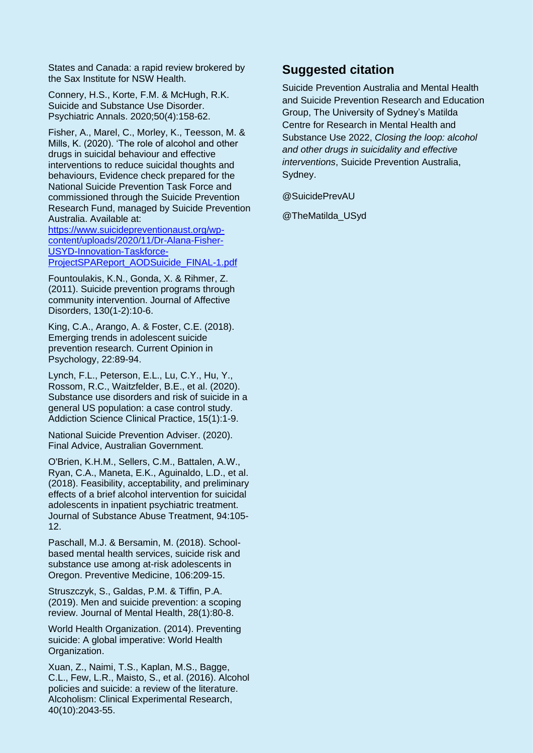States and Canada: a rapid review brokered by the Sax Institute for NSW Health.

Connery, H.S., Korte, F.M. & McHugh, R.K. Suicide and Substance Use Disorder. Psychiatric Annals. 2020;50(4):158-62.

Fisher, A., Marel, C., Morley, K., Teesson, M. & Mills, K. (2020). 'The role of alcohol and other drugs in suicidal behaviour and effective interventions to reduce suicidal thoughts and behaviours, Evidence check prepared for the National Suicide Prevention Task Force and commissioned through the Suicide Prevention Research Fund, managed by Suicide Prevention Australia. Available at: [https://www.suicidepreventionaust.org/wp-content/uploads/2020/11/Dr-Alana-Fisher-USYD-Innovation-Taskforce-ProjectSPAReport_AODSuicide_FINAL-1.pdf](https://www.suicidepreventionaust.org/wp-content/uploads/2020/11/Dr-Alana-Fisher-USYD-Innovation-Taskforce-ProjectSPAReport_AODSuicide_FINAL-1.pdf)

Fountoulakis, K.N., Gonda, X. & Rihmer, Z. (2011). Suicide prevention programs through community intervention. Journal of Affective Disorders, 130(1-2):10-6.

King, C.A., Arango, A. & Foster, C.E. (2018). Emerging trends in adolescent suicide prevention research. Current Opinion in Psychology, 22:89-94.

Lynch, F.L., Peterson, E.L., Lu, C.Y., Hu, Y., Rossom, R.C., Waitzfelder, B.E., et al. (2020). Substance use disorders and risk of suicide in a general US population: a case control study. Addiction Science Clinical Practice, 15(1):1-9.

National Suicide Prevention Adviser. (2020). Final Advice, Australian Government.

O'Brien, K.H.M., Sellers, C.M., Battalen, A.W., Ryan, C.A., Maneta, E.K., Aguinaldo, L.D., et al. (2018). Feasibility, acceptability, and preliminary effects of a brief alcohol intervention for suicidal adolescents in inpatient psychiatric treatment. Journal of Substance Abuse Treatment, 94:105-12.

Paschall, M.J. & Bersamin, M. (2018). School-based mental health services, suicide risk and substance use among at-risk adolescents in Oregon. Preventive Medicine, 106:209-15.

Struszczyk, S., Galdas, P.M. & Tiffin, P.A. (2019). Men and suicide prevention: a scoping review. Journal of Mental Health, 28(1):80-8.

World Health Organization. (2014). Preventing suicide: A global imperative: World Health Organization.

Xuan, Z., Naimi, T.S., Kaplan, M.S., Bagge, C.L., Few, L.R., Maisto, S., et al. (2016). Alcohol policies and suicide: a review of the literature. Alcoholism: Clinical Experimental Research, 40(10):2043-55.

## Suggested citation

Suicide Prevention Australia and Mental Health and Suicide Prevention Research and Education Group, The University of Sydney's Matilda Centre for Research in Mental Health and Substance Use 2022, *Closing the loop: alcohol and other drugs in suicidality and effective interventions*, Suicide Prevention Australia, Sydney.

@SuicidePrevAU

@TheMatilda_USyd